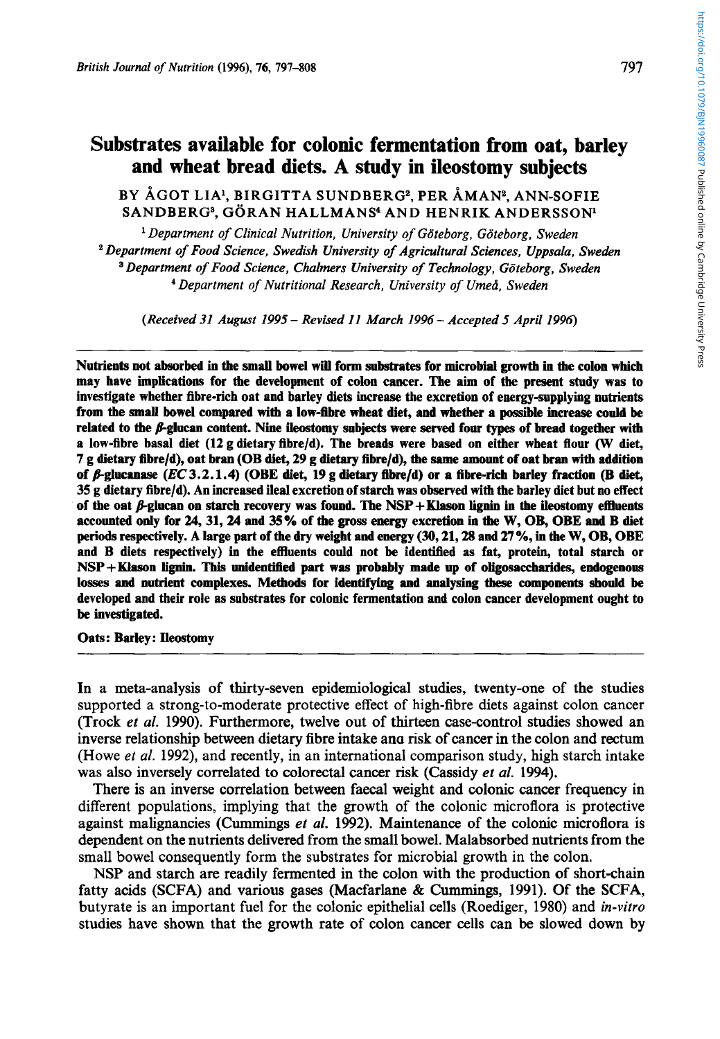# Substrates available for colonic fermentation from oat, barley and wheat bread diets. A study in ileostomy subjects

BY ÅGOT LIA[1], BIRGITTA SUNDBERG[2], PER ÅMAN[2], ANN-SOFIE SANDBERG[3], GÖRAN HALLMANS[4] AND HENRIK ANDERSSON[1]

[1] *Department of Clinical Nutrition, University of Göteborg, Göteborg, Sweden*
[2] *Department of Food Science, Swedish University of Agricultural Sciences, Uppsala, Sweden*
[3] *Department of Food Science, Chalmers University of Technology, Göteborg, Sweden*
[4] *Department of Nutritional Research, University of Umeå, Sweden*

*(Received 31 August 1995 – Revised 11 March 1996 – Accepted 5 April 1996)*

**Nutrients not absorbed in the small bowel will form substrates for microbial growth in the colon which may have implications for the development of colon cancer. The aim of the present study was to investigate whether fibre-rich oat and barley diets increase the excretion of energy-supplying nutrients from the small bowel compared with a low-fibre wheat diet, and whether a possible increase could be related to the β-glucan content. Nine ileostomy subjects were served four types of bread together with a low-fibre basal diet (12 g dietary fibre/d). The breads were based on either wheat flour (W diet, 7 g dietary fibre/d), oat bran (OB diet, 29 g dietary fibre/d), the same amount of oat bran with addition of β-glucanase (*EC* 3.2.1.4) (OBE diet, 19 g dietary fibre/d) or a fibre-rich barley fraction (B diet, 35 g dietary fibre/d). An increased ileal excretion of starch was observed with the barley diet but no effect of the oat β-glucan on starch recovery was found. The NSP + Klason lignin in the ileostomy effluents accounted only for 24, 31, 24 and 35 % of the gross energy excretion in the W, OB, OBE and B diet periods respectively. A large part of the dry weight and energy (30, 21, 28 and 27 %, in the W, OB, OBE and B diets respectively) in the effluents could not be identified as fat, protein, total starch or NSP + Klason lignin. This unidentified part was probably made up of oligosaccharides, endogenous losses and nutrient complexes. Methods for identifying and analysing these components should be developed and their role as substrates for colonic fermentation and colon cancer development ought to be investigated.**

**Oats: Barley: Ileostomy**

In a meta-analysis of thirty-seven epidemiological studies, twenty-one of the studies supported a strong-to-moderate protective effect of high-fibre diets against colon cancer (Trock *et al.* 1990). Furthermore, twelve out of thirteen case-control studies showed an inverse relationship between dietary fibre intake and risk of cancer in the colon and rectum (Howe *et al.* 1992), and recently, in an international comparison study, high starch intake was also inversely correlated to colorectal cancer risk (Cassidy *et al.* 1994).

There is an inverse correlation between faecal weight and colonic cancer frequency in different populations, implying that the growth of the colonic microflora is protective against malignancies (Cummings *et al.* 1992). Maintenance of the colonic microflora is dependent on the nutrients delivered from the small bowel. Malabsorbed nutrients from the small bowel consequently form the substrates for microbial growth in the colon.

NSP and starch are readily fermented in the colon with the production of short-chain fatty acids (SCFA) and various gases (Macfarlane & Cummings, 1991). Of the SCFA, butyrate is an important fuel for the colonic epithelial cells (Roediger, 1980) and *in-vitro* studies have shown that the growth rate of colon cancer cells can be slowed down by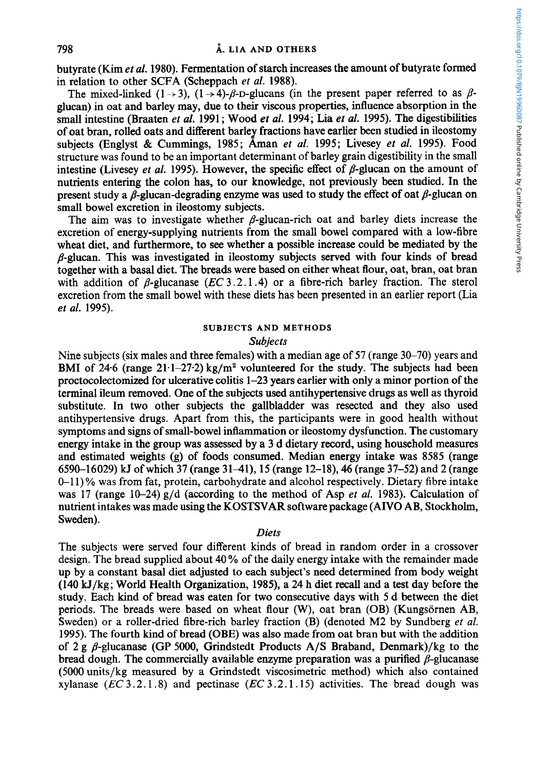butyrate (Kim *et al.* 1980). Fermentation of starch increases the amount of butyrate formed in relation to other SCFA (Scheppach *et al.* 1988).

The mixed-linked $(1 \rightarrow 3)$, $(1 \rightarrow 4)$-$\beta$-D-glucans (in the present paper referred to as $\beta$-glucan) in oat and barley may, due to their viscous properties, influence absorption in the small intestine (Braaten *et al.* 1991; Wood *et al.* 1994; Lia *et al.* 1995). The digestibilities of oat bran, rolled oats and different barley fractions have earlier been studied in ileostomy subjects (Englyst & Cummings, 1985; Åman *et al.* 1995; Livesey *et al.* 1995). Food structure was found to be an important determinant of barley grain digestibility in the small intestine (Livesey *et al.* 1995). However, the specific effect of $\beta$-glucan on the amount of nutrients entering the colon has, to our knowledge, not previously been studied. In the present study a $\beta$-glucan-degrading enzyme was used to study the effect of oat $\beta$-glucan on small bowel excretion in ileostomy subjects.

The aim was to investigate whether $\beta$-glucan-rich oat and barley diets increase the excretion of energy-supplying nutrients from the small bowel compared with a low-fibre wheat diet, and furthermore, to see whether a possible increase could be mediated by the $\beta$-glucan. This was investigated in ileostomy subjects served with four kinds of bread together with a basal diet. The breads were based on either wheat flour, oat, bran, oat bran with addition of $\beta$-glucanase (*EC* 3.2.1.4) or a fibre-rich barley fraction. The sterol excretion from the small bowel with these diets has been presented in an earlier report (Lia *et al.* 1995).

## SUBJECTS AND METHODS

### *Subjects*

Nine subjects (six males and three females) with a median age of 57 (range 30–70) years and BMI of 24·6 (range 21·1–27·2) $kg/m^2$ volunteered for the study. The subjects had been proctocolectomized for ulcerative colitis 1–23 years earlier with only a minor portion of the terminal ileum removed. One of the subjects used antihypertensive drugs as well as thyroid substitute. In two other subjects the gallbladder was resected and they also used antihypertensive drugs. Apart from this, the participants were in good health without symptoms and signs of small-bowel inflammation or ileostomy dysfunction. The customary energy intake in the group was assessed by a 3 d dietary record, using household measures and estimated weights (g) of foods consumed. Median energy intake was 8585 (range 6590–16029) kJ of which 37 (range 31–41), 15 (range 12–18), 46 (range 37–52) and 2 (range 0–11)% was from fat, protein, carbohydrate and alcohol respectively. Dietary fibre intake was 17 (range 10–24) g/d (according to the method of Asp *et al.* 1983). Calculation of nutrient intakes was made using the KOSTSVAR software package (AIVO AB, Stockholm, Sweden).

### *Diets*

The subjects were served four different kinds of bread in random order in a crossover design. The bread supplied about 40% of the daily energy intake with the remainder made up by a constant basal diet adjusted to each subject's need determined from body weight (140 kJ/kg; World Health Organization, 1985), a 24 h diet recall and a test day before the study. Each kind of bread was eaten for two consecutive days with 5 d between the diet periods. The breads were based on wheat flour (W), oat bran (OB) (Kungsörnen AB, Sweden) or a roller-dried fibre-rich barley fraction (B) (denoted M2 by Sundberg *et al.* 1995). The fourth kind of bread (OBE) was also made from oat bran but with the addition of 2 g $\beta$-glucanase (GP 5000, Grindstedt Products A/S Braband, Denmark)/kg to the bread dough. The commercially available enzyme preparation was a purified $\beta$-glucanase (5000 units/kg measured by a Grindstedt viscosimetric method) which also contained xylanase (*EC* 3.2.1.8) and pectinase (*EC* 3.2.1.15) activities. The bread dough was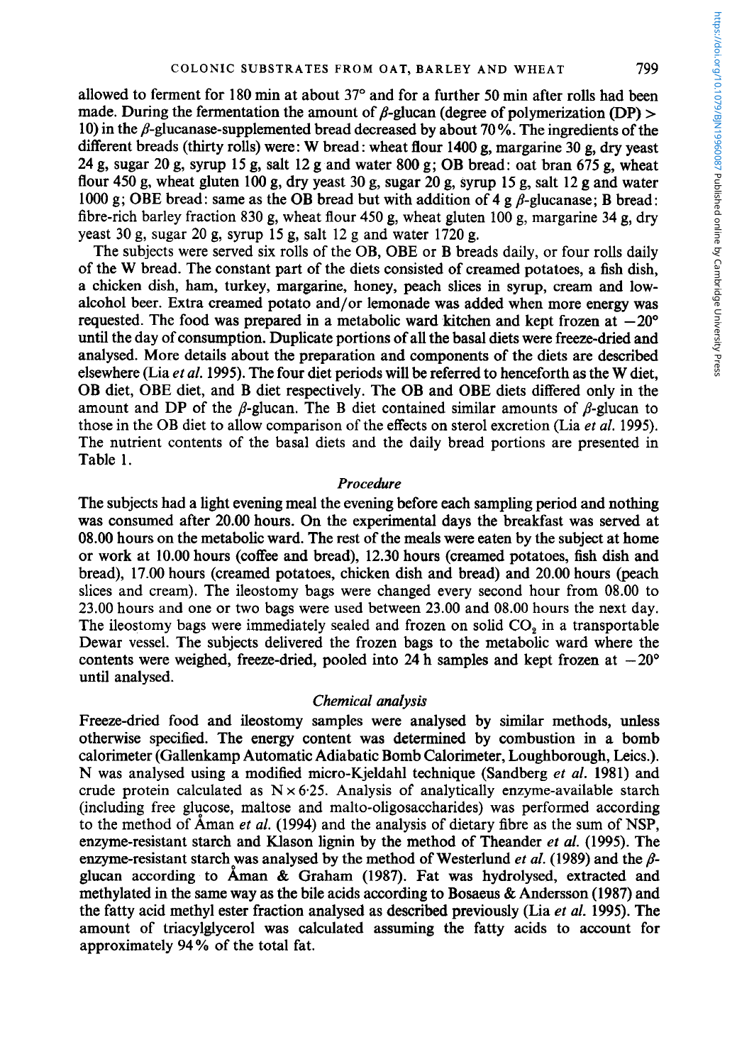allowed to ferment for 180 min at about 37° and for a further 50 min after rolls had been made. During the fermentation the amount of $\beta$-glucan (degree of polymerization (DP) > 10) in the $\beta$-glucanase-supplemented bread decreased by about 70%. The ingredients of the different breads (thirty rolls) were: W bread: wheat flour 1400 g, margarine 30 g, dry yeast 24 g, sugar 20 g, syrup 15 g, salt 12 g and water 800 g; OB bread: oat bran 675 g, wheat flour 450 g, wheat gluten 100 g, dry yeast 30 g, sugar 20 g, syrup 15 g, salt 12 g and water 1000 g; OBE bread: same as the OB bread but with addition of 4 g $\beta$-glucanase; B bread: fibre-rich barley fraction 830 g, wheat flour 450 g, wheat gluten 100 g, margarine 34 g, dry yeast 30 g, sugar 20 g, syrup 15 g, salt 12 g and water 1720 g.

The subjects were served six rolls of the OB, OBE or B breads daily, or four rolls daily of the W bread. The constant part of the diets consisted of creamed potatoes, a fish dish, a chicken dish, ham, turkey, margarine, honey, peach slices in syrup, cream and low-alcohol beer. Extra creamed potato and/or lemonade was added when more energy was requested. The food was prepared in a metabolic ward kitchen and kept frozen at −20° until the day of consumption. Duplicate portions of all the basal diets were freeze-dried and analysed. More details about the preparation and components of the diets are described elsewhere (Lia *et al.* 1995). The four diet periods will be referred to henceforth as the W diet, OB diet, OBE diet, and B diet respectively. The OB and OBE diets differed only in the amount and DP of the $\beta$-glucan. The B diet contained similar amounts of $\beta$-glucan to those in the OB diet to allow comparison of the effects on sterol excretion (Lia *et al.* 1995). The nutrient contents of the basal diets and the daily bread portions are presented in Table 1.

### *Procedure*

The subjects had a light evening meal the evening before each sampling period and nothing was consumed after 20.00 hours. On the experimental days the breakfast was served at 08.00 hours on the metabolic ward. The rest of the meals were eaten by the subject at home or work at 10.00 hours (coffee and bread), 12.30 hours (creamed potatoes, fish dish and bread), 17.00 hours (creamed potatoes, chicken dish and bread) and 20.00 hours (peach slices and cream). The ileostomy bags were changed every second hour from 08.00 to 23.00 hours and one or two bags were used between 23.00 and 08.00 hours the next day. The ileostomy bags were immediately sealed and frozen on solid $CO_2$ in a transportable Dewar vessel. The subjects delivered the frozen bags to the metabolic ward where the contents were weighed, freeze-dried, pooled into 24 h samples and kept frozen at −20° until analysed.

### *Chemical analysis*

Freeze-dried food and ileostomy samples were analysed by similar methods, unless otherwise specified. The energy content was determined by combustion in a bomb calorimeter (Gallenkamp Automatic Adiabatic Bomb Calorimeter, Loughborough, Leics.). N was analysed using a modified micro-Kjeldahl technique (Sandberg *et al.* 1981) and crude protein calculated as $N \times 6{\cdot}25$. Analysis of analytically enzyme-available starch (including free glucose, maltose and malto-oligosaccharides) was performed according to the method of Åman *et al.* (1994) and the analysis of dietary fibre as the sum of NSP, enzyme-resistant starch and Klason lignin by the method of Theander *et al.* (1995). The enzyme-resistant starch was analysed by the method of Westerlund *et al.* (1989) and the $\beta$-glucan according to Åman & Graham (1987). Fat was hydrolysed, extracted and methylated in the same way as the bile acids according to Bosaeus & Andersson (1987) and the fatty acid methyl ester fraction analysed as described previously (Lia *et al.* 1995). The amount of triacylglycerol was calculated assuming the fatty acids to account for approximately 94% of the total fat.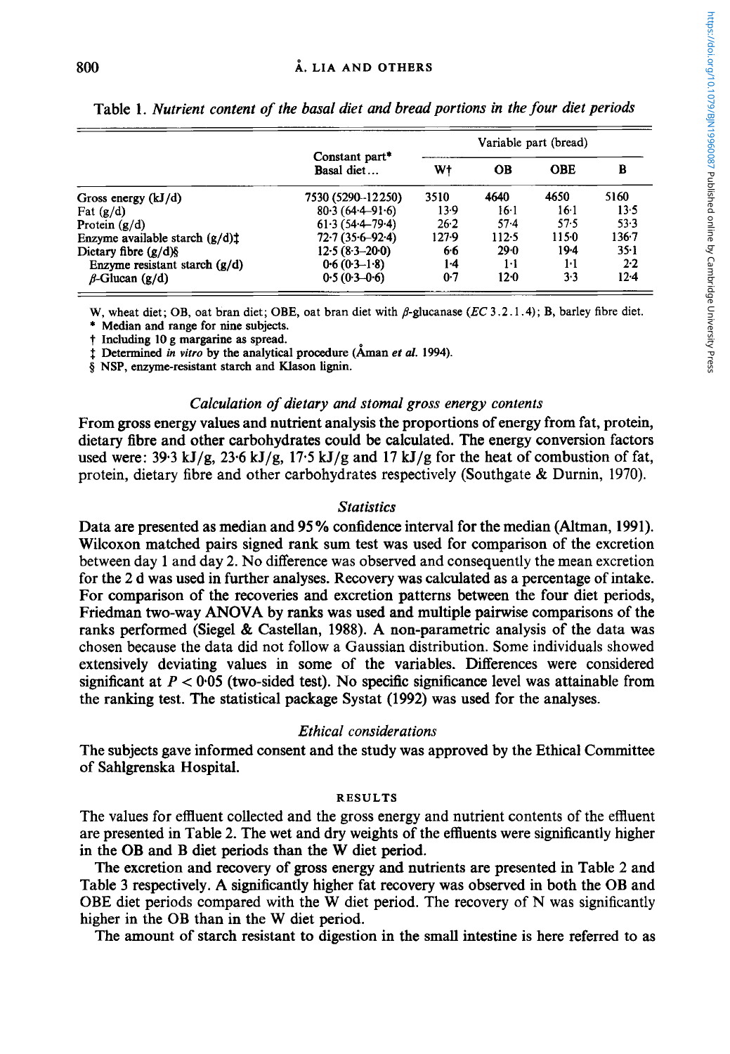Table 1. *Nutrient content of the basal diet and bread portions in the four diet periods*

| | Constant part* Basal diet… | Variable part (bread) | | | |
|---|---|---|---|---|---|
| | | W† | OB | OBE | B |
| Gross energy (kJ/d) | 7530 (5290–12250) | 3510 | 4640 | 4650 | 5160 |
| Fat (g/d) | 80·3 (64·4–91·6) | 13·9 | 16·1 | 16·1 | 13·5 |
| Protein (g/d) | 61·3 (54·4–79·4) | 26·2 | 57·4 | 57·5 | 53·3 |
| Enzyme available starch (g/d)‡ | 72·7 (35·6–92·4) | 127·9 | 112·5 | 115·0 | 136·7 |
| Dietary fibre (g/d)§ | 12·5 (8·3–20·0) | 6·6 | 29·0 | 19·4 | 35·1 |
| Enzyme resistant starch (g/d) | 0·6 (0·3–1·8) | 1·4 | 1·1 | 1·1 | 2·2 |
| $\beta$-Glucan (g/d) | 0·5 (0·3–0·6) | 0·7 | 12·0 | 3·3 | 12·4 |

W, wheat diet; OB, oat bran diet; OBE, oat bran diet with $\beta$-glucanase (*EC* 3.2.1.4); B, barley fibre diet.

\* Median and range for nine subjects.

† Including 10 g margarine as spread.

‡ Determined *in vitro* by the analytical procedure (Åman *et al.* 1994).

§ NSP, enzyme-resistant starch and Klason lignin.

### *Calculation of dietary and stomal gross energy contents*

From gross energy values and nutrient analysis the proportions of energy from fat, protein, dietary fibre and other carbohydrates could be calculated. The energy conversion factors used were: 39·3 kJ/g, 23·6 kJ/g, 17·5 kJ/g and 17 kJ/g for the heat of combustion of fat, protein, dietary fibre and other carbohydrates respectively (Southgate & Durnin, 1970).

### *Statistics*

Data are presented as median and 95% confidence interval for the median (Altman, 1991). Wilcoxon matched pairs signed rank sum test was used for comparison of the excretion between day 1 and day 2. No difference was observed and consequently the mean excretion for the 2 d was used in further analyses. Recovery was calculated as a percentage of intake. For comparison of the recoveries and excretion patterns between the four diet periods, Friedman two-way ANOVA by ranks was used and multiple pairwise comparisons of the ranks performed (Siegel & Castellan, 1988). A non-parametric analysis of the data was chosen because the data did not follow a Gaussian distribution. Some individuals showed extensively deviating values in some of the variables. Differences were considered significant at $P < 0.05$ (two-sided test). No specific significance level was attainable from the ranking test. The statistical package Systat (1992) was used for the analyses.

### *Ethical considerations*

The subjects gave informed consent and the study was approved by the Ethical Committee of Sahlgrenska Hospital.

## RESULTS

The values for effluent collected and the gross energy and nutrient contents of the effluent are presented in Table 2. The wet and dry weights of the effluents were significantly higher in the OB and B diet periods than the W diet period.

The excretion and recovery of gross energy and nutrients are presented in Table 2 and Table 3 respectively. A significantly higher fat recovery was observed in both the OB and OBE diet periods compared with the W diet period. The recovery of N was significantly higher in the OB than in the W diet period.

The amount of starch resistant to digestion in the small intestine is here referred to as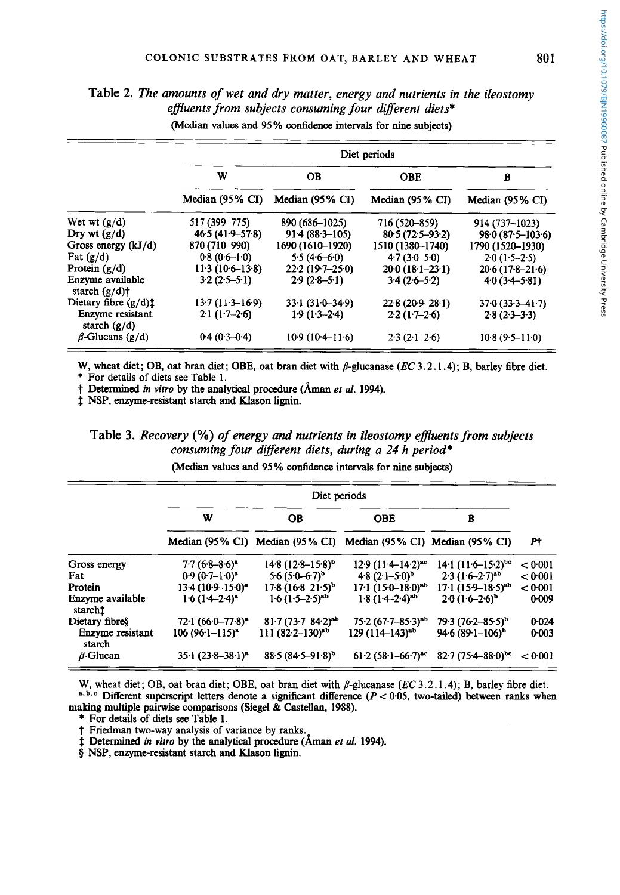Table 2. *The amounts of wet and dry matter, energy and nutrients in the ileostomy effluents from subjects consuming four different diets**

(Median values and 95% confidence intervals for nine subjects)

| | Diet periods | | | |
|---|---|---|---|---|
| | W | OB | OBE | B |
| | Median (95% CI) | Median (95% CI) | Median (95% CI) | Median (95% CI) |
| Wet wt (g/d) | 517 (399–775) | 890 (686–1025) | 716 (520–859) | 914 (737–1023) |
| Dry wt (g/d) | 46·5 (41·9–57·8) | 91·4 (88·3–105) | 80·5 (72·5–93·2) | 98·0 (87·5–103·6) |
| Gross energy (kJ/d) | 870 (710–990) | 1690 (1610–1920) | 1510 (1380–1740) | 1790 (1520–1930) |
| Fat (g/d) | 0·8 (0·6–1·0) | 5·5 (4·6–6·0) | 4·7 (3·0–5·0) | 2·0 (1·5–2·5) |
| Protein (g/d) | 11·3 (10·6–13·8) | 22·2 (19·7–25·0) | 20·0 (18·1–23·1) | 20·6 (17·8–21·6) |
| Enzyme available starch (g/d)† | 3·2 (2·5–5·1) | 2·9 (2·8–5·1) | 3·4 (2·6–5·2) | 4·0 (3·4–5·81) |
| Dietary fibre (g/d)‡ | 13·7 (11·3–16·9) | 33·1 (31·0–34·9) | 22·8 (20·9–28·1) | 37·0 (33·3–41·7) |
| Enzyme resistant starch (g/d) | 2·1 (1·7–2·6) | 1·9 (1·3–2·4) | 2·2 (1·7–2·6) | 2·8 (2·3–3·3) |
| $\beta$-Glucans (g/d) | 0·4 (0·3–0·4) | 10·9 (10·4–11·6) | 2·3 (2·1–2·6) | 10·8 (9·5–11·0) |

W, wheat diet; OB, oat bran diet; OBE, oat bran diet with $\beta$-glucanase (*EC* 3.2.1.4); B, barley fibre diet.
\* For details of diets see Table 1.
† Determined *in vitro* by the analytical procedure (Åman *et al.* 1994).
‡ NSP, enzyme-resistant starch and Klason lignin.

Table 3. *Recovery (%) of energy and nutrients in ileostomy effluents from subjects consuming four different diets, during a 24 h period**

(Median values and 95% confidence intervals for nine subjects)

| | Diet periods | | | | |
|---|---|---|---|---|---|
| | W | OB | OBE | B | |
| | Median (95% CI) | Median (95% CI) | Median (95% CI) | Median (95% CI) | $P$† |
| Gross energy | 7·7 (6·8–8·6)[a] | 14·8 (12·8–15·8)[b] | 12·9 (11·4–14·2)[ac] | 14·1 (11·6–15·2)[bc] | < 0·001 |
| Fat | 0·9 (0·7–1·0)[a] | 5·6 (5·0–6·7)[b] | 4·8 (2·1–5·0)[b] | 2·3 (1·6–2·7)[ab] | < 0·001 |
| Protein | 13·4 (10·9–15·0)[a] | 17·8 (16·8–21·5)[b] | 17·1 (15·0–18·0)[ab] | 17·1 (15·9–18·5)[ab] | < 0·001 |
| Enzyme available starch‡ | 1·6 (1·4–2·4)[a] | 1·6 (1·5–2·5)[ab] | 1·8 (1·4–2·4)[ab] | 2·0 (1·6–2·6)[b] | 0·009 |
| Dietary fibre§ | 72·1 (66·0–77·8)[a] | 81·7 (73·7–84·2)[ab] | 75·2 (67·7–85·3)[ab] | 79·3 (76·2–85·5)[b] | 0·024 |
| Enzyme resistant starch | 106 (96·1–115)[a] | 111 (82·2–130)[ab] | 129 (114–143)[ab] | 94·6 (89·1–106)[b] | 0·003 |
| $\beta$-Glucan | 35·1 (23·8–38·1)[a] | 88·5 (84·5–91·8)[b] | 61·2 (58·1–66·7)[ac] | 82·7 (75·4–88·0)[bc] | < 0·001 |

W, wheat diet; OB, oat bran diet; OBE, oat bran diet with $\beta$-glucanase (*EC* 3.2.1.4); B, barley fibre diet.
[a, b, c] Different superscript letters denote a significant difference ($P < 0·05$, two-tailed) between ranks when making multiple pairwise comparisons (Siegel & Castellan, 1988).
\* For details of diets see Table 1.
† Friedman two-way analysis of variance by ranks.
‡ Determined *in vitro* by the analytical procedure (Åman *et al.* 1994).
§ NSP, enzyme-resistant starch and Klason lignin.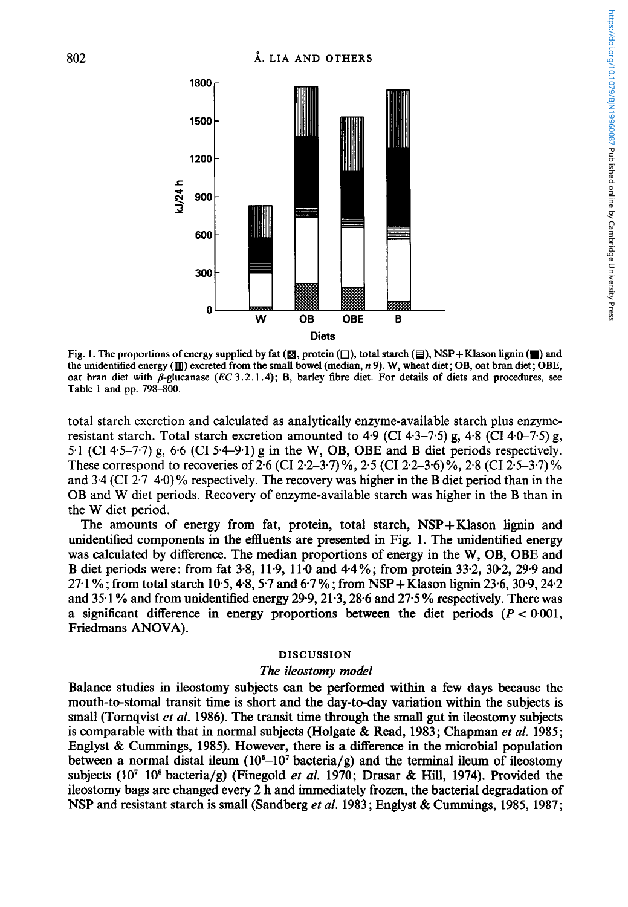Fig. 1. The proportions of energy supplied by fat (▩), protein (□), total starch (▤), NSP+Klason lignin (■) and the unidentified energy (▥) excreted from the small bowel (median, *n* 9). W, wheat diet; OB, oat bran diet; OBE, oat bran diet with β-glucanase (*EC* 3.2.1.4); B, barley fibre diet. For details of diets and procedures, see Table 1 and pp. 798–800.

total starch excretion and calculated as analytically enzyme-available starch plus enzyme-resistant starch. Total starch excretion amounted to 4·9 (CI 4·3–7·5) g, 4·8 (CI 4·0–7·5) g, 5·1 (CI 4·5–7·7) g, 6·6 (CI 5·4–9·1) g in the W, OB, OBE and B diet periods respectively. These correspond to recoveries of 2·6 (CI 2·2–3·7)%, 2·5 (CI 2·2–3·6)%, 2·8 (CI 2·5–3·7)% and 3·4 (CI 2·7–4·0)% respectively. The recovery was higher in the B diet period than in the OB and W diet periods. Recovery of enzyme-available starch was higher in the B than in the W diet period.

The amounts of energy from fat, protein, total starch, NSP+Klason lignin and unidentified components in the effluents are presented in Fig. 1. The unidentified energy was calculated by difference. The median proportions of energy in the W, OB, OBE and B diet periods were: from fat 3·8, 11·9, 11·0 and 4·4%; from protein 33·2, 30·2, 29·9 and 27·1%; from total starch 10·5, 4·8, 5·7 and 6·7%; from NSP+Klason lignin 23·6, 30·9, 24·2 and 35·1% and from unidentified energy 29·9, 21·3, 28·6 and 27·5% respectively. There was a significant difference in energy proportions between the diet periods ($P < 0{\cdot}001$, Friedmans ANOVA).

## DISCUSSION

### *The ileostomy model*

Balance studies in ileostomy subjects can be performed within a few days because the mouth-to-stomal transit time is short and the day-to-day variation within the subjects is small (Tornqvist *et al.* 1986). The transit time through the small gut in ileostomy subjects is comparable with that in normal subjects (Holgate & Read, 1983; Chapman *et al.* 1985; Englyst & Cummings, 1985). However, there is a difference in the microbial population between a normal distal ileum ($10^6$–$10^7$ bacteria/g) and the terminal ileum of ileostomy subjects ($10^7$–$10^8$ bacteria/g) (Finegold *et al.* 1970; Drasar & Hill, 1974). Provided the ileostomy bags are changed every 2 h and immediately frozen, the bacterial degradation of NSP and resistant starch is small (Sandberg *et al.* 1983; Englyst & Cummings, 1985, 1987;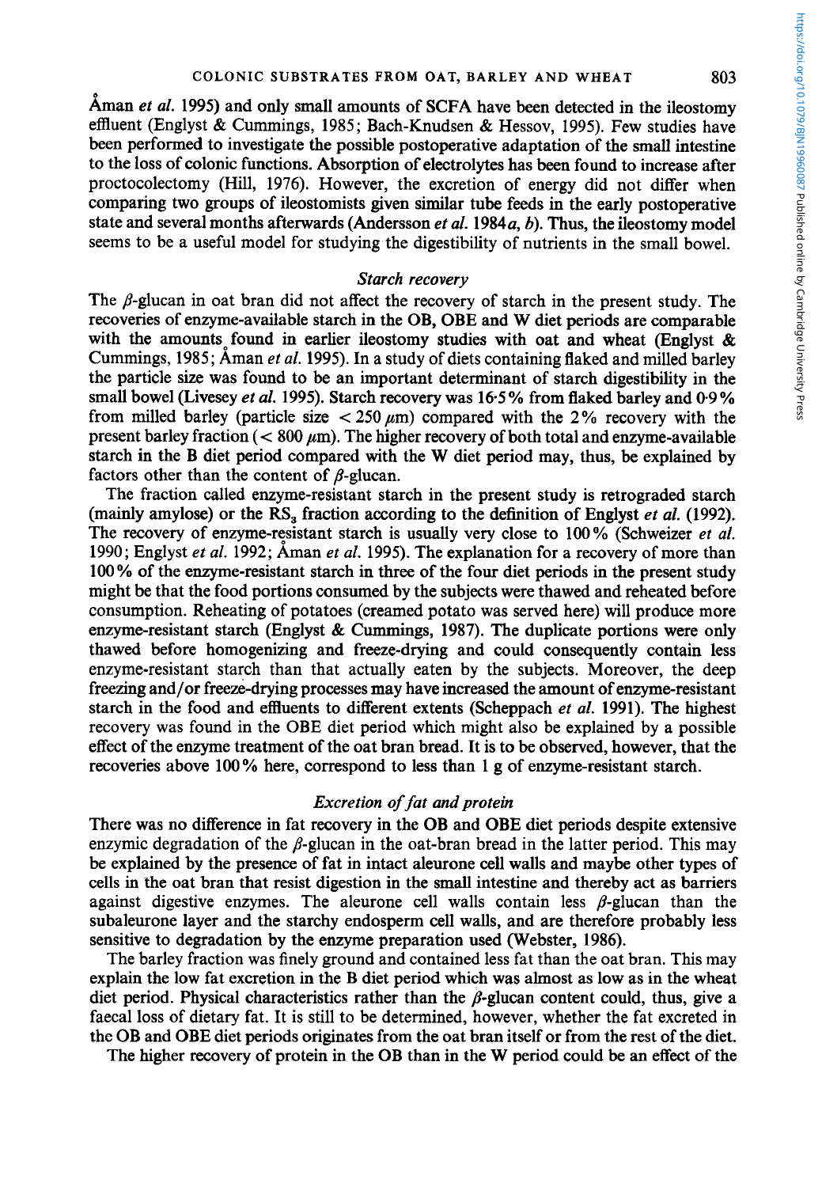Åman *et al.* 1995) and only small amounts of SCFA have been detected in the ileostomy effluent (Englyst & Cummings, 1985; Bach-Knudsen & Hessov, 1995). Few studies have been performed to investigate the possible postoperative adaptation of the small intestine to the loss of colonic functions. Absorption of electrolytes has been found to increase after proctocolectomy (Hill, 1976). However, the excretion of energy did not differ when comparing two groups of ileostomists given similar tube feeds in the early postoperative state and several months afterwards (Andersson *et al.* 1984*a*, *b*). Thus, the ileostomy model seems to be a useful model for studying the digestibility of nutrients in the small bowel.

### *Starch recovery*

The $\beta$-glucan in oat bran did not affect the recovery of starch in the present study. The recoveries of enzyme-available starch in the OB, OBE and W diet periods are comparable with the amounts found in earlier ileostomy studies with oat and wheat (Englyst & Cummings, 1985; Åman *et al.* 1995). In a study of diets containing flaked and milled barley the particle size was found to be an important determinant of starch digestibility in the small bowel (Livesey *et al.* 1995). Starch recovery was 16·5% from flaked barley and 0·9% from milled barley (particle size $< 250\ \mu$m) compared with the 2% recovery with the present barley fraction ($< 800\ \mu$m). The higher recovery of both total and enzyme-available starch in the B diet period compared with the W diet period may, thus, be explained by factors other than the content of $\beta$-glucan.

The fraction called enzyme-resistant starch in the present study is retrograded starch (mainly amylose) or the $RS_3$ fraction according to the definition of Englyst *et al.* (1992). The recovery of enzyme-resistant starch is usually very close to 100% (Schweizer *et al.* 1990; Englyst *et al.* 1992; Åman *et al.* 1995). The explanation for a recovery of more than 100% of the enzyme-resistant starch in three of the four diet periods in the present study might be that the food portions consumed by the subjects were thawed and reheated before consumption. Reheating of potatoes (creamed potato was served here) will produce more enzyme-resistant starch (Englyst & Cummings, 1987). The duplicate portions were only thawed before homogenizing and freeze-drying and could consequently contain less enzyme-resistant starch than that actually eaten by the subjects. Moreover, the deep freezing and/or freeze-drying processes may have increased the amount of enzyme-resistant starch in the food and effluents to different extents (Scheppach *et al.* 1991). The highest recovery was found in the OBE diet period which might also be explained by a possible effect of the enzyme treatment of the oat bran bread. It is to be observed, however, that the recoveries above 100% here, correspond to less than 1 g of enzyme-resistant starch.

### *Excretion of fat and protein*

There was no difference in fat recovery in the OB and OBE diet periods despite extensive enzymic degradation of the $\beta$-glucan in the oat-bran bread in the latter period. This may be explained by the presence of fat in intact aleurone cell walls and maybe other types of cells in the oat bran that resist digestion in the small intestine and thereby act as barriers against digestive enzymes. The aleurone cell walls contain less $\beta$-glucan than the subaleurone layer and the starchy endosperm cell walls, and are therefore probably less sensitive to degradation by the enzyme preparation used (Webster, 1986).

The barley fraction was finely ground and contained less fat than the oat bran. This may explain the low fat excretion in the B diet period which was almost as low as in the wheat diet period. Physical characteristics rather than the $\beta$-glucan content could, thus, give a faecal loss of dietary fat. It is still to be determined, however, whether the fat excreted in the OB and OBE diet periods originates from the oat bran itself or from the rest of the diet.

The higher recovery of protein in the OB than in the W period could be an effect of the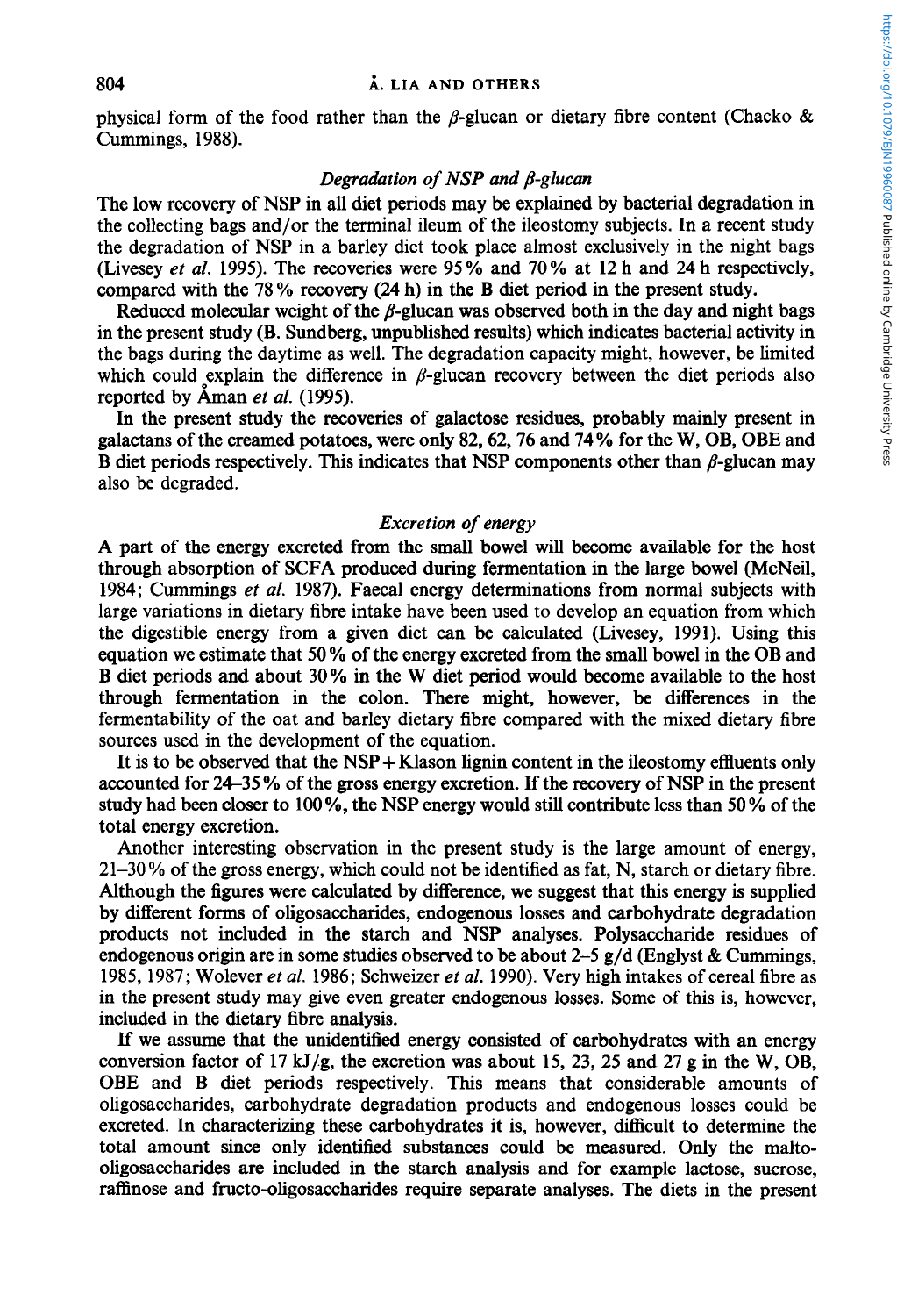physical form of the food rather than the $\beta$-glucan or dietary fibre content (Chacko & Cummings, 1988).

### *Degradation of NSP and $\beta$-glucan*

The low recovery of NSP in all diet periods may be explained by bacterial degradation in the collecting bags and/or the terminal ileum of the ileostomy subjects. In a recent study the degradation of NSP in a barley diet took place almost exclusively in the night bags (Livesey *et al.* 1995). The recoveries were 95% and 70% at 12 h and 24 h respectively, compared with the 78% recovery (24 h) in the B diet period in the present study.

Reduced molecular weight of the $\beta$-glucan was observed both in the day and night bags in the present study (B. Sundberg, unpublished results) which indicates bacterial activity in the bags during the daytime as well. The degradation capacity might, however, be limited which could explain the difference in $\beta$-glucan recovery between the diet periods also reported by Åman *et al.* (1995).

In the present study the recoveries of galactose residues, probably mainly present in galactans of the creamed potatoes, were only 82, 62, 76 and 74% for the W, OB, OBE and B diet periods respectively. This indicates that NSP components other than $\beta$-glucan may also be degraded.

### *Excretion of energy*

A part of the energy excreted from the small bowel will become available for the host through absorption of SCFA produced during fermentation in the large bowel (McNeil, 1984; Cummings *et al.* 1987). Faecal energy determinations from normal subjects with large variations in dietary fibre intake have been used to develop an equation from which the digestible energy from a given diet can be calculated (Livesey, 1991). Using this equation we estimate that 50% of the energy excreted from the small bowel in the OB and B diet periods and about 30% in the W diet period would become available to the host through fermentation in the colon. There might, however, be differences in the fermentability of the oat and barley dietary fibre compared with the mixed dietary fibre sources used in the development of the equation.

It is to be observed that the NSP + Klason lignin content in the ileostomy effluents only accounted for 24–35% of the gross energy excretion. If the recovery of NSP in the present study had been closer to 100%, the NSP energy would still contribute less than 50% of the total energy excretion.

Another interesting observation in the present study is the large amount of energy, 21–30% of the gross energy, which could not be identified as fat, N, starch or dietary fibre. Although the figures were calculated by difference, we suggest that this energy is supplied by different forms of oligosaccharides, endogenous losses and carbohydrate degradation products not included in the starch and NSP analyses. Polysaccharide residues of endogenous origin are in some studies observed to be about 2–5 g/d (Englyst & Cummings, 1985, 1987; Wolever *et al.* 1986; Schweizer *et al.* 1990). Very high intakes of cereal fibre as in the present study may give even greater endogenous losses. Some of this is, however, included in the dietary fibre analysis.

If we assume that the unidentified energy consisted of carbohydrates with an energy conversion factor of 17 kJ/g, the excretion was about 15, 23, 25 and 27 g in the W, OB, OBE and B diet periods respectively. This means that considerable amounts of oligosaccharides, carbohydrate degradation products and endogenous losses could be excreted. In characterizing these carbohydrates it is, however, difficult to determine the total amount since only identified substances could be measured. Only the malto-oligosaccharides are included in the starch analysis and for example lactose, sucrose, raffinose and fructo-oligosaccharides require separate analyses. The diets in the present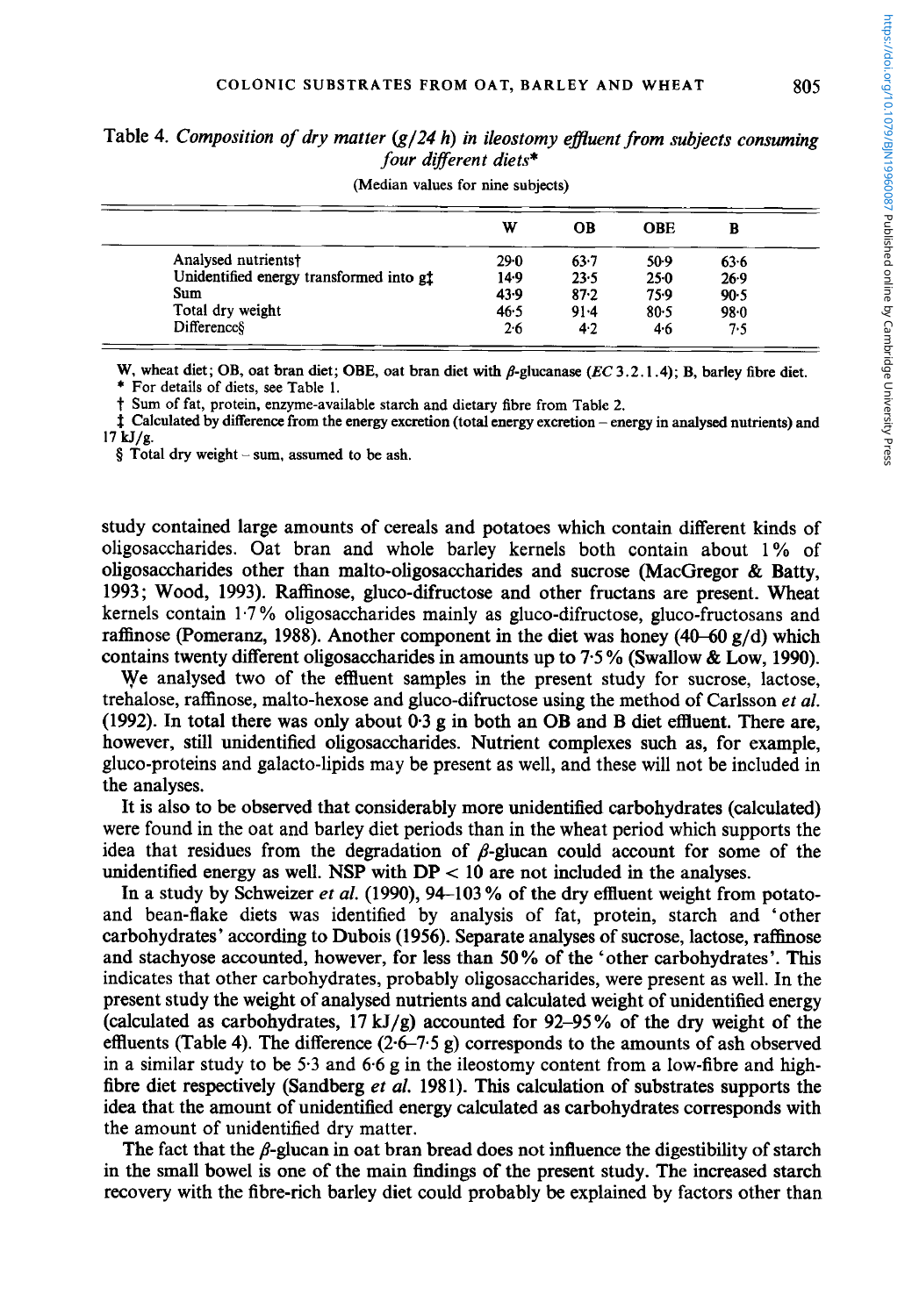Table 4. *Composition of dry matter (g/24 h) in ileostomy effluent from subjects consuming four different diets\**

(Median values for nine subjects)

| | W | OB | OBE | B |
|---|---|---|---|---|
| Analysed nutrients† | 29·0 | 63·7 | 50·9 | 63·6 |
| Unidentified energy transformed into g‡ | 14·9 | 23·5 | 25·0 | 26·9 |
| Sum | 43·9 | 87·2 | 75·9 | 90·5 |
| Total dry weight | 46·5 | 91·4 | 80·5 | 98·0 |
| Difference§ | 2·6 | 4·2 | 4·6 | 7·5 |

W, wheat diet; OB, oat bran diet; OBE, oat bran diet with $\beta$-glucanase (*EC* 3.2.1.4); B, barley fibre diet.
\* For details of diets, see Table 1.
† Sum of fat, protein, enzyme-available starch and dietary fibre from Table 2.
‡ Calculated by difference from the energy excretion (total energy excretion – energy in analysed nutrients) and 17 kJ/g.
§ Total dry weight – sum, assumed to be ash.

study contained large amounts of cereals and potatoes which contain different kinds of oligosaccharides. Oat bran and whole barley kernels both contain about 1% of oligosaccharides other than malto-oligosaccharides and sucrose (MacGregor & Batty, 1993; Wood, 1993). Raffinose, gluco-difructose and other fructans are present. Wheat kernels contain 1·7% oligosaccharides mainly as gluco-difructose, gluco-fructosans and raffinose (Pomeranz, 1988). Another component in the diet was honey (40–60 g/d) which contains twenty different oligosaccharides in amounts up to 7·5% (Swallow & Low, 1990).

We analysed two of the effluent samples in the present study for sucrose, lactose, trehalose, raffinose, malto-hexose and gluco-difructose using the method of Carlsson *et al.* (1992). In total there was only about 0·3 g in both an OB and B diet effluent. There are, however, still unidentified oligosaccharides. Nutrient complexes such as, for example, gluco-proteins and galacto-lipids may be present as well, and these will not be included in the analyses.

It is also to be observed that considerably more unidentified carbohydrates (calculated) were found in the oat and barley diet periods than in the wheat period which supports the idea that residues from the degradation of $\beta$-glucan could account for some of the unidentified energy as well. NSP with DP $< 10$ are not included in the analyses.

In a study by Schweizer *et al.* (1990), 94–103% of the dry effluent weight from potato- and bean-flake diets was identified by analysis of fat, protein, starch and 'other carbohydrates' according to Dubois (1956). Separate analyses of sucrose, lactose, raffinose and stachyose accounted, however, for less than 50% of the 'other carbohydrates'. This indicates that other carbohydrates, probably oligosaccharides, were present as well. In the present study the weight of analysed nutrients and calculated weight of unidentified energy (calculated as carbohydrates, 17 kJ/g) accounted for 92–95% of the dry weight of the effluents (Table 4). The difference (2·6–7·5 g) corresponds to the amounts of ash observed in a similar study to be 5·3 and 6·6 g in the ileostomy content from a low-fibre and high-fibre diet respectively (Sandberg *et al.* 1981). This calculation of substrates supports the idea that the amount of unidentified energy calculated as carbohydrates corresponds with the amount of unidentified dry matter.

The fact that the $\beta$-glucan in oat bran bread does not influence the digestibility of starch in the small bowel is one of the main findings of the present study. The increased starch recovery with the fibre-rich barley diet could probably be explained by factors other than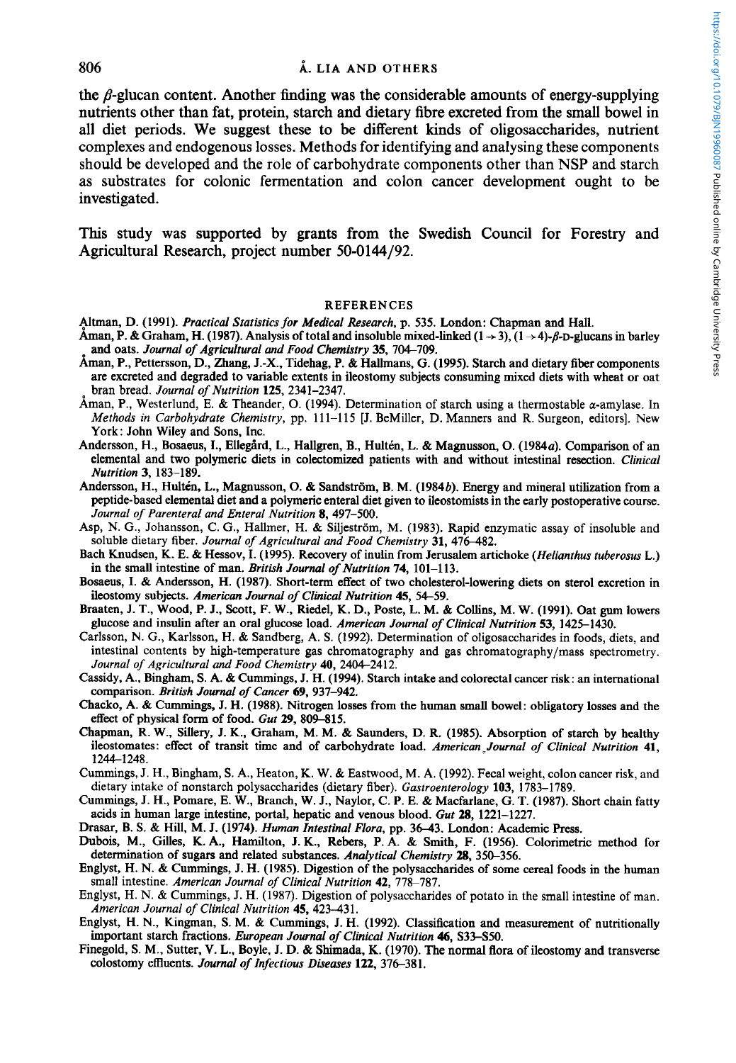the $\beta$-glucan content. Another finding was the considerable amounts of energy-supplying nutrients other than fat, protein, starch and dietary fibre excreted from the small bowel in all diet periods. We suggest these to be different kinds of oligosaccharides, nutrient complexes and endogenous losses. Methods for identifying and analysing these components should be developed and the role of carbohydrate components other than NSP and starch as substrates for colonic fermentation and colon cancer development ought to be investigated.

This study was supported by grants from the Swedish Council for Forestry and Agricultural Research, project number 50-0144/92.

## REFERENCES

Altman, D. (1991). *Practical Statistics for Medical Research*, p. 535. London: Chapman and Hall.

Åman, P. & Graham, H. (1987). Analysis of total and insoluble mixed-linked $(1\rightarrow 3)$, $(1\rightarrow 4)$-$\beta$-D-glucans in barley and oats. *Journal of Agricultural and Food Chemistry* **35**, 704–709.

Åman, P., Pettersson, D., Zhang, J.-X., Tidehag, P. & Hallmans, G. (1995). Starch and dietary fiber components are excreted and degraded to variable extents in ileostomy subjects consuming mixed diets with wheat or oat bran bread. *Journal of Nutrition* **125**, 2341–2347.

Åman, P., Westerlund, E. & Theander, O. (1994). Determination of starch using a thermostable $\alpha$-amylase. In *Methods in Carbohydrate Chemistry*, pp. 111–115 [J. BeMiller, D. Manners and R. Surgeon, editors]. New York: John Wiley and Sons, Inc.

Andersson, H., Bosaeus, I., Ellegård, L., Hallgren, B., Hultén, L. & Magnusson, O. (1984*a*). Comparison of an elemental and two polymeric diets in colectomized patients with and without intestinal resection. *Clinical Nutrition* **3**, 183–189.

Andersson, H., Hultén, L., Magnusson, O. & Sandström, B. M. (1984*b*). Energy and mineral utilization from a peptide-based elemental diet and a polymeric enteral diet given to ileostomists in the early postoperative course. *Journal of Parenteral and Enteral Nutrition* **8**, 497–500.

Asp, N. G., Johansson, C. G., Hallmer, H. & Siljeström, M. (1983). Rapid enzymatic assay of insoluble and soluble dietary fiber. *Journal of Agricultural and Food Chemistry* **31**, 476–482.

Bach Knudsen, K. E. & Hessov, I. (1995). Recovery of inulin from Jerusalem artichoke (*Helianthus tuberosus* L.) in the small intestine of man. *British Journal of Nutrition* **74**, 101–113.

Bosaeus, I. & Andersson, H. (1987). Short-term effect of two cholesterol-lowering diets on sterol excretion in ileostomy subjects. *American Journal of Clinical Nutrition* **45**, 54–59.

Braaten, J. T., Wood, P. J., Scott, F. W., Riedel, K. D., Poste, L. M. & Collins, M. W. (1991). Oat gum lowers glucose and insulin after an oral glucose load. *American Journal of Clinical Nutrition* **53**, 1425–1430.

Carlsson, N. G., Karlsson, H. & Sandberg, A. S. (1992). Determination of oligosaccharides in foods, diets, and intestinal contents by high-temperature gas chromatography and gas chromatography/mass spectrometry. *Journal of Agricultural and Food Chemistry* **40**, 2404–2412.

Cassidy, A., Bingham, S. A. & Cummings, J. H. (1994). Starch intake and colorectal cancer risk: an international comparison. *British Journal of Cancer* **69**, 937–942.

Chacko, A. & Cummings, J. H. (1988). Nitrogen losses from the human small bowel: obligatory losses and the effect of physical form of food. *Gut* **29**, 809–815.

Chapman, R. W., Sillery, J. K., Graham, M. M. & Saunders, D. R. (1985). Absorption of starch by healthy ileostomates: effect of transit time and of carbohydrate load. *American Journal of Clinical Nutrition* **41**, 1244–1248.

Cummings, J. H., Bingham, S. A., Heaton, K. W. & Eastwood, M. A. (1992). Fecal weight, colon cancer risk, and dietary intake of nonstarch polysaccharides (dietary fiber). *Gastroenterology* **103**, 1783–1789.

Cummings, J. H., Pomare, E. W., Branch, W. J., Naylor, C. P. E. & Macfarlane, G. T. (1987). Short chain fatty acids in human large intestine, portal, hepatic and venous blood. *Gut* **28**, 1221–1227.

Drasar, B. S. & Hill, M. J. (1974). *Human Intestinal Flora*, pp. 36–43. London: Academic Press.

Dubois, M., Gilles, K. A., Hamilton, J. K., Rebers, P. A. & Smith, F. (1956). Colorimetric method for determination of sugars and related substances. *Analytical Chemistry* **28**, 350–356.

Englyst, H. N. & Cummings, J. H. (1985). Digestion of the polysaccharides of some cereal foods in the human small intestine. *American Journal of Clinical Nutrition* **42**, 778–787.

Englyst, H. N. & Cummings, J. H. (1987). Digestion of polysaccharides of potato in the small intestine of man. *American Journal of Clinical Nutrition* **45**, 423–431.

Englyst, H. N., Kingman, S. M. & Cummings, J. H. (1992). Classification and measurement of nutritionally important starch fractions. *European Journal of Clinical Nutrition* **46**, S33–S50.

Finegold, S. M., Sutter, V. L., Boyle, J. D. & Shimada, K. (1970). The normal flora of ileostomy and transverse colostomy effluents. *Journal of Infectious Diseases* **122**, 376–381.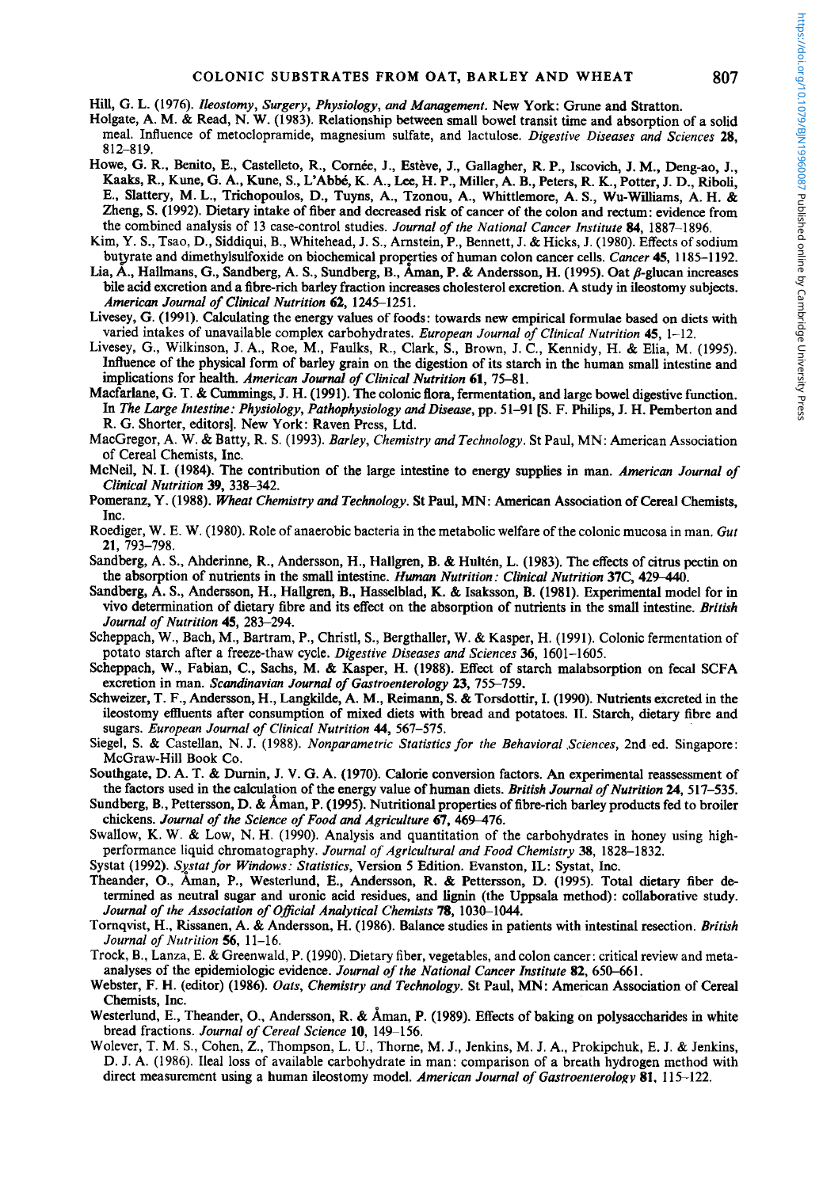Hill, G. L. (1976). *Ileostomy, Surgery, Physiology, and Management*. New York: Grune and Stratton.

Holgate, A. M. & Read, N. W. (1983). Relationship between small bowel transit time and absorption of a solid meal. Influence of metoclopramide, magnesium sulfate, and lactulose. *Digestive Diseases and Sciences* **28**, 812–819.

Howe, G. R., Benito, E., Castelleto, R., Cornée, J., Estève, J., Gallagher, R. P., Iscovich, J. M., Deng-ao, J., Kaaks, R., Kune, G. A., Kune, S., L'Abbé, K. A., Lee, H. P., Miller, A. B., Peters, R. K., Potter, J. D., Riboli, E., Slattery, M. L., Trichopoulos, D., Tuyns, A., Tzonou, A., Whittlemore, A. S., Wu-Williams, A. H. & Zheng, S. (1992). Dietary intake of fiber and decreased risk of cancer of the colon and rectum: evidence from the combined analysis of 13 case-control studies. *Journal of the National Cancer Institute* **84**, 1887–1896.

Kim, Y. S., Tsao, D., Siddiqui, B., Whitehead, J. S., Arnstein, P., Bennett, J. & Hicks, J. (1980). Effects of sodium butyrate and dimethylsulfoxide on biochemical properties of human colon cancer cells. *Cancer* **45**, 1185–1192.

Lia, Å., Hallmans, G., Sandberg, A. S., Sundberg, B., Åman, P. & Andersson, H. (1995). Oat β-glucan increases bile acid excretion and a fibre-rich barley fraction increases cholesterol excretion. A study in ileostomy subjects. *American Journal of Clinical Nutrition* **62**, 1245–1251.

Livesey, G. (1991). Calculating the energy values of foods: towards new empirical formulae based on diets with varied intakes of unavailable complex carbohydrates. *European Journal of Clinical Nutrition* **45**, 1–12.

Livesey, G., Wilkinson, J. A., Roe, M., Faulks, R., Clark, S., Brown, J. C., Kennidy, H. & Elia, M. (1995). Influence of the physical form of barley grain on the digestion of its starch in the human small intestine and implications for health. *American Journal of Clinical Nutrition* **61**, 75–81.

Macfarlane, G. T. & Cummings, J. H. (1991). The colonic flora, fermentation, and large bowel digestive function. In *The Large Intestine: Physiology, Pathophysiology and Disease*, pp. 51–91 [S. F. Philips, J. H. Pemberton and R. G. Shorter, editors]. New York: Raven Press, Ltd.

MacGregor, A. W. & Batty, R. S. (1993). *Barley, Chemistry and Technology*. St Paul, MN: American Association of Cereal Chemists, Inc.

McNeil, N. I. (1984). The contribution of the large intestine to energy supplies in man. *American Journal of Clinical Nutrition* **39**, 338–342.

Pomeranz, Y. (1988). *Wheat Chemistry and Technology*. St Paul, MN: American Association of Cereal Chemists, Inc.

Roediger, W. E. W. (1980). Role of anaerobic bacteria in the metabolic welfare of the colonic mucosa in man. *Gut* **21**, 793–798.

Sandberg, A. S., Ahderinne, R., Andersson, H., Hallgren, B. & Hultén, L. (1983). The effects of citrus pectin on the absorption of nutrients in the small intestine. *Human Nutrition: Clinical Nutrition* **37C**, 429–440.

Sandberg, A. S., Andersson, H., Hallgren, B., Hasselblad, K. & Isaksson, B. (1981). Experimental model for in vivo determination of dietary fibre and its effect on the absorption of nutrients in the small intestine. *British Journal of Nutrition* **45**, 283–294.

Scheppach, W., Bach, M., Bartram, P., Christl, S., Bergthaller, W. & Kasper, H. (1991). Colonic fermentation of potato starch after a freeze-thaw cycle. *Digestive Diseases and Sciences* **36**, 1601–1605.

Scheppach, W., Fabian, C., Sachs, M. & Kasper, H. (1988). Effect of starch malabsorption on fecal SCFA excretion in man. *Scandinavian Journal of Gastroenterology* **23**, 755–759.

Schweizer, T. F., Andersson, H., Langkilde, A. M., Reimann, S. & Torsdottir, I. (1990). Nutrients excreted in the ileostomy effluents after consumption of mixed diets with bread and potatoes. II. Starch, dietary fibre and sugars. *European Journal of Clinical Nutrition* **44**, 567–575.

Siegel, S. & Castellan, N. J. (1988). *Nonparametric Statistics for the Behavioral Sciences*, 2nd ed. Singapore: McGraw-Hill Book Co.

Southgate, D. A. T. & Durnin, J. V. G. A. (1970). Calorie conversion factors. An experimental reassessment of the factors used in the calculation of the energy value of human diets. *British Journal of Nutrition* **24**, 517–535.

Sundberg, B., Pettersson, D. & Åman, P. (1995). Nutritional properties of fibre-rich barley products fed to broiler chickens. *Journal of the Science of Food and Agriculture* **67**, 469–476.

Swallow, K. W. & Low, N. H. (1990). Analysis and quantitation of the carbohydrates in honey using high-performance liquid chromatography. *Journal of Agricultural and Food Chemistry* **38**, 1828–1832.

Systat (1992). *Systat for Windows: Statistics*, Version 5 Edition. Evanston, IL: Systat, Inc.

Theander, O., Åman, P., Westerlund, E., Andersson, R. & Pettersson, D. (1995). Total dietary fiber determined as neutral sugar and uronic acid residues, and lignin (the Uppsala method): collaborative study. *Journal of the Association of Official Analytical Chemists* **78**, 1030–1044.

Tornqvist, H., Rissanen, A. & Andersson, H. (1986). Balance studies in patients with intestinal resection. *British Journal of Nutrition* **56**, 11–16.

Trock, B., Lanza, E. & Greenwald, P. (1990). Dietary fiber, vegetables, and colon cancer: critical review and meta-analyses of the epidemiologic evidence. *Journal of the National Cancer Institute* **82**, 650–661.

Webster, F. H. (editor) (1986). *Oats, Chemistry and Technology*. St Paul, MN: American Association of Cereal Chemists, Inc.

Westerlund, E., Theander, O., Andersson, R. & Åman, P. (1989). Effects of baking on polysaccharides in white bread fractions. *Journal of Cereal Science* **10**, 149–156.

Wolever, T. M. S., Cohen, Z., Thompson, L. U., Thorne, M. J., Jenkins, M. J. A., Prokipchuk, E. J. & Jenkins, D. J. A. (1986). Ileal loss of available carbohydrate in man: comparison of a breath hydrogen method with direct measurement using a human ileostomy model. *American Journal of Gastroenterology* **81**, 115–122.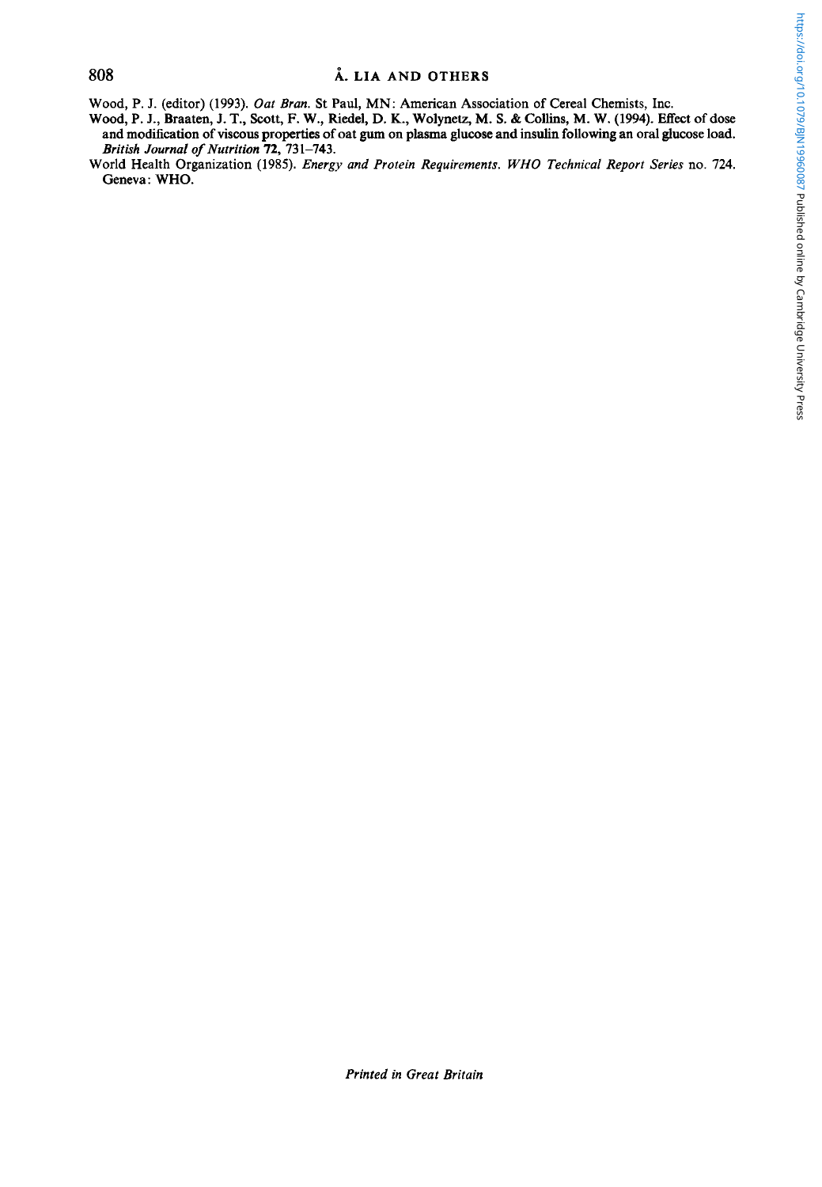Wood, P. J. (editor) (1993). *Oat Bran*. St Paul, MN: American Association of Cereal Chemists, Inc.

Wood, P. J., Braaten, J. T., Scott, F. W., Riedel, D. K., Wolynetz, M. S. & Collins, M. W. (1994). Effect of dose and modification of viscous properties of oat gum on plasma glucose and insulin following an oral glucose load. *British Journal of Nutrition* **72**, 731–743.

World Health Organization (1985). *Energy and Protein Requirements. WHO Technical Report Series* no. 724. Geneva: WHO.

*Printed in Great Britain*